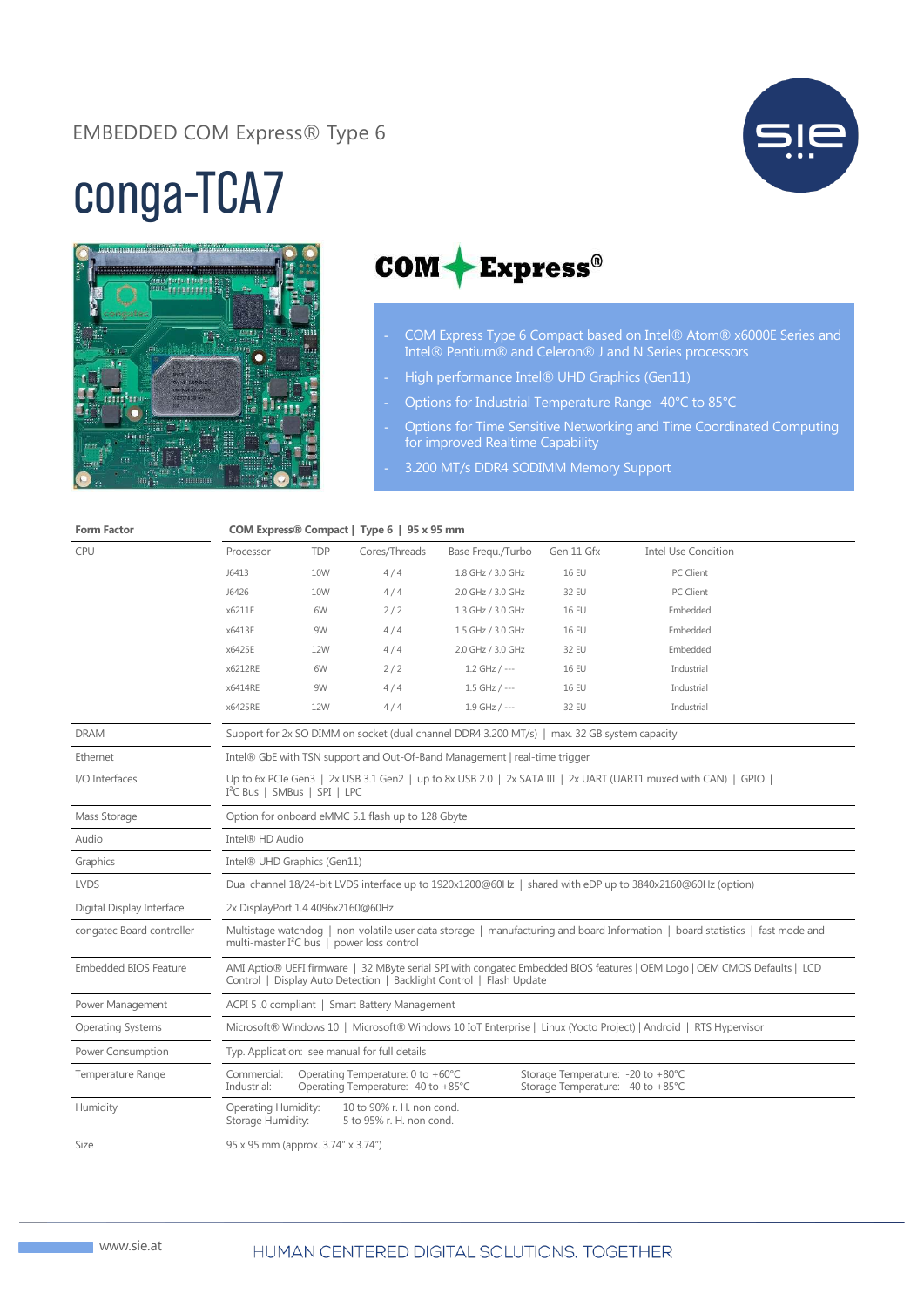EMBEDDED COM Express® Type 6

# conga-TCA7

COM Express®

- COM Express Type 6 Compact based on Intel® Atom® x6000E Series and Intel® Pentium® and Celeron® J and N Series processors
- High performance Intel® UHD Graphics (Gen11)
- Options for Industrial Temperature Range -40°C to 85°C
- Options for Time Sensitive Networking and Time Coordinated Computing for improved Realtime Capability
- 3.200 MT/s DDR4 SODIMM Memory Support

| **Form Factor** | **COM Express® Compact \| Type 6 \| 95 x 95 mm** | | | | | |
|---|---|---|---|---|---|---|
| CPU | Processor | TDP | Cores/Threads | Base Frequ./Turbo | Gen 11 Gfx | Intel Use Condition |
| | J6413 | 10W | 4 / 4 | 1.8 GHz / 3.0 GHz | 16 EU | PC Client |
| | J6426 | 10W | 4 / 4 | 2.0 GHz / 3.0 GHz | 32 EU | PC Client |
| | x6211E | 6W | 2 / 2 | 1.3 GHz / 3.0 GHz | 16 EU | Embedded |
| | x6413E | 9W | 4 / 4 | 1.5 GHz / 3.0 GHz | 16 EU | Embedded |
| | x6425E | 12W | 4 / 4 | 2.0 GHz / 3.0 GHz | 32 EU | Embedded |
| | x6212RE | 6W | 2 / 2 | 1.2 GHz / --- | 16 EU | Industrial |
| | x6414RE | 9W | 4 / 4 | 1.5 GHz / --- | 16 EU | Industrial |
| | x6425RE | 12W | 4 / 4 | 1.9 GHz / --- | 32 EU | Industrial |

| | |
|---|---|
| DRAM | Support for 2x SO DIMM on socket (dual channel DDR4 3.200 MT/s) \| max. 32 GB system capacity |
| Ethernet | Intel® GbE with TSN support and Out-Of-Band Management \| real-time trigger |
| I/O Interfaces | Up to 6x PCIe Gen3 \| 2x USB 3.1 Gen2 \| up to 8x USB 2.0 \| 2x SATA III \| 2x UART (UART1 muxed with CAN) \| GPIO \| I²C Bus \| SMBus \| SPI \| LPC |
| Mass Storage | Option for onboard eMMC 5.1 flash up to 128 Gbyte |
| Audio | Intel® HD Audio |
| Graphics | Intel® UHD Graphics (Gen11) |
| LVDS | Dual channel 18/24-bit LVDS interface up to 1920x1200@60Hz \| shared with eDP up to 3840x2160@60Hz (option) |
| Digital Display Interface | 2x DisplayPort 1.4 4096x2160@60Hz |
| congatec Board controller | Multistage watchdog \| non-volatile user data storage \| manufacturing and board Information \| board statistics \| fast mode and multi-master I²C bus \| power loss control |
| Embedded BIOS Feature | AMI Aptio® UEFI firmware \| 32 MByte serial SPI with congatec Embedded BIOS features \| OEM Logo \| OEM CMOS Defaults \| LCD Control \| Display Auto Detection \| Backlight Control \| Flash Update |
| Power Management | ACPI 5 .0 compliant \| Smart Battery Management |
| Operating Systems | Microsoft® Windows 10 \| Microsoft® Windows 10 IoT Enterprise \| Linux (Yocto Project) \| Android \| RTS Hypervisor |
| Power Consumption | Typ. Application: see manual for full details |
| Temperature Range | Commercial: Operating Temperature: 0 to +60°C; Storage Temperature: -20 to +80°C<br>Industrial: Operating Temperature: -40 to +85°C; Storage Temperature: -40 to +85°C |
| Humidity | Operating Humidity: 10 to 90% r. H. non cond.<br>Storage Humidity: 5 to 95% r. H. non cond. |
| Size | 95 x 95 mm (approx. 3.74" x 3.74") |

www.sie.at

HUMAN CENTERED DIGITAL SOLUTIONS. TOGETHER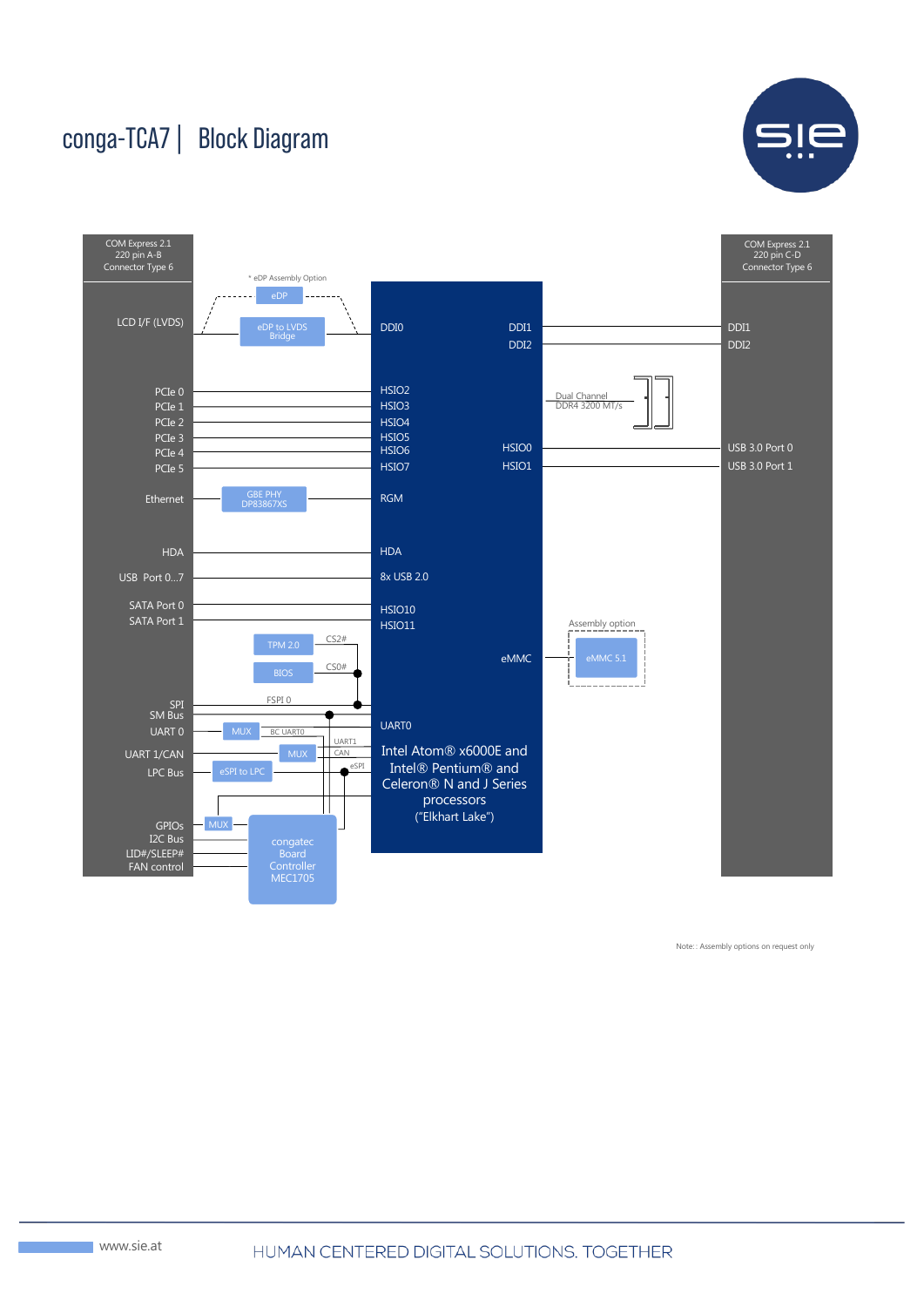# conga-TCA7 | Block Diagram

COM Express 2.1
220 pin A-B
Connector Type 6

COM Express 2.1
220 pin C-D
Connector Type 6

* eDP Assembly Option

eDP

LCD I/F (LVDS) — eDP to LVDS Bridge — DDI0

DDI1 — DDI1

DDI2 — DDI2

PCIe 0 — HSIO2

PCIe 1 — HSIO3

PCIe 2 — HSIO4

PCIe 3 — HSIO5

PCIe 4 — HSIO6

PCIe 5 — HSIO7

Dual Channel
DDR4 3200 MT/s

HSIO0 — USB 3.0 Port 0

HSIO1 — USB 3.0 Port 1

Ethernet — GBE PHY DP83867XS — RGM

HDA — HDA

USB Port 0...7 — 8x USB 2.0

SATA Port 0 — HSIO10

SATA Port 1 — HSIO11

Assembly option

eMMC — eMMC 5.1

TPM 2.0 — CS2#

BIOS — CS0#

SPI — FSPI 0

SM Bus

UART 0 — MUX — BC UART0 — UART0

UART 1/CAN — MUX — UART1 / CAN

LPC Bus — eSPI to LPC — eSPI

GPIOs — MUX

I2C Bus

LID#/SLEEP#

FAN control

congatec Board Controller MEC1705

Intel Atom® x6000E and Intel® Pentium® and Celeron® N and J Series processors ("Elkhart Lake")

Note: : Assembly options on request only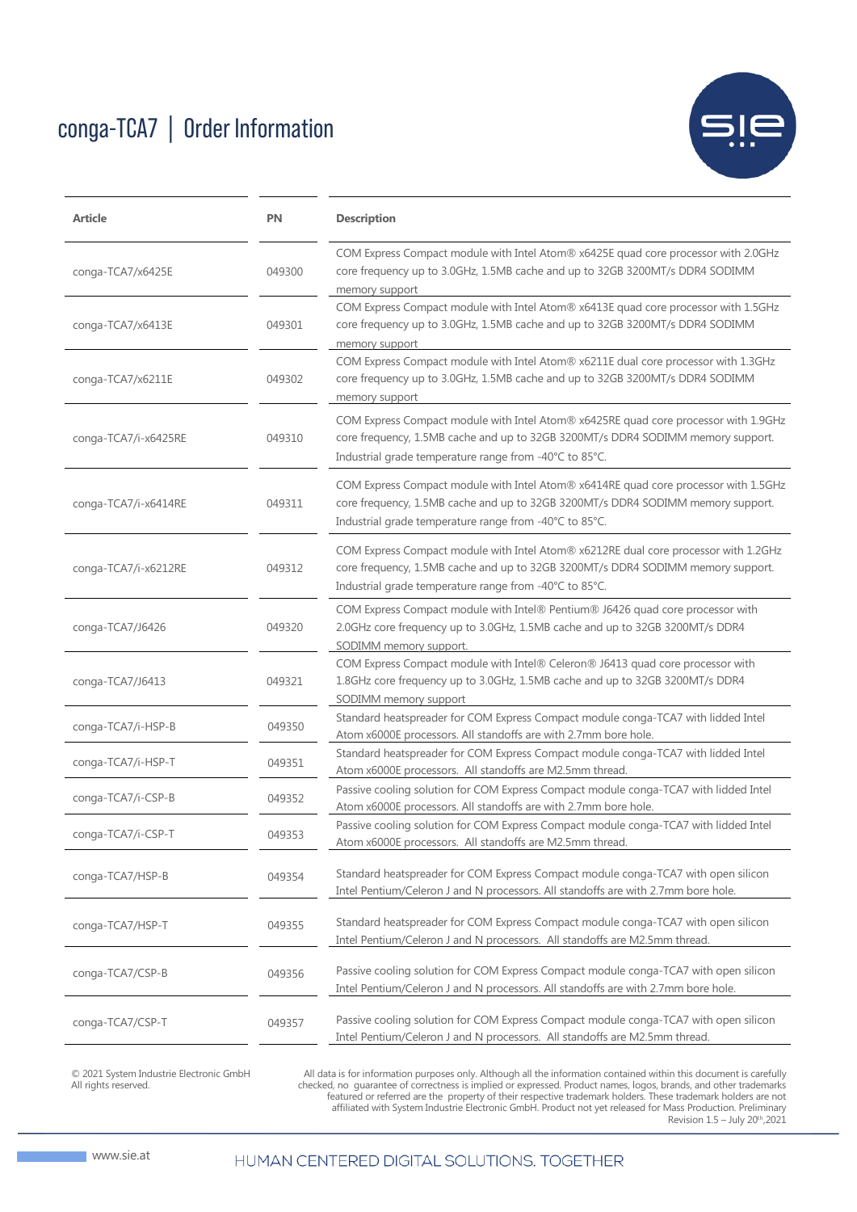# conga-TCA7 | Order Information

| Article | PN | Description |
|---|---|---|
| conga-TCA7/x6425E | 049300 | COM Express Compact module with Intel Atom® x6425E quad core processor with 2.0GHz core frequency up to 3.0GHz, 1.5MB cache and up to 32GB 3200MT/s DDR4 SODIMM memory support |
| conga-TCA7/x6413E | 049301 | COM Express Compact module with Intel Atom® x6413E quad core processor with 1.5GHz core frequency up to 3.0GHz, 1.5MB cache and up to 32GB 3200MT/s DDR4 SODIMM memory support |
| conga-TCA7/x6211E | 049302 | COM Express Compact module with Intel Atom® x6211E dual core processor with 1.3GHz core frequency up to 3.0GHz, 1.5MB cache and up to 32GB 3200MT/s DDR4 SODIMM memory support |
| conga-TCA7/i-x6425RE | 049310 | COM Express Compact module with Intel Atom® x6425RE quad core processor with 1.9GHz core frequency, 1.5MB cache and up to 32GB 3200MT/s DDR4 SODIMM memory support. Industrial grade temperature range from -40°C to 85°C. |
| conga-TCA7/i-x6414RE | 049311 | COM Express Compact module with Intel Atom® x6414RE quad core processor with 1.5GHz core frequency, 1.5MB cache and up to 32GB 3200MT/s DDR4 SODIMM memory support. Industrial grade temperature range from -40°C to 85°C. |
| conga-TCA7/i-x6212RE | 049312 | COM Express Compact module with Intel Atom® x6212RE dual core processor with 1.2GHz core frequency, 1.5MB cache and up to 32GB 3200MT/s DDR4 SODIMM memory support. Industrial grade temperature range from -40°C to 85°C. |
| conga-TCA7/J6426 | 049320 | COM Express Compact module with Intel® Pentium® J6426 quad core processor with 2.0GHz core frequency up to 3.0GHz, 1.5MB cache and up to 32GB 3200MT/s DDR4 SODIMM memory support. |
| conga-TCA7/J6413 | 049321 | COM Express Compact module with Intel® Celeron® J6413 quad core processor with 1.8GHz core frequency up to 3.0GHz, 1.5MB cache and up to 32GB 3200MT/s DDR4 SODIMM memory support |
| conga-TCA7/i-HSP-B | 049350 | Standard heatspreader for COM Express Compact module conga-TCA7 with lidded Intel Atom x6000E processors. All standoffs are with 2.7mm bore hole. |
| conga-TCA7/i-HSP-T | 049351 | Standard heatspreader for COM Express Compact module conga-TCA7 with lidded Intel Atom x6000E processors. All standoffs are M2.5mm thread. |
| conga-TCA7/i-CSP-B | 049352 | Passive cooling solution for COM Express Compact module conga-TCA7 with lidded Intel Atom x6000E processors. All standoffs are with 2.7mm bore hole. |
| conga-TCA7/i-CSP-T | 049353 | Passive cooling solution for COM Express Compact module conga-TCA7 with lidded Intel Atom x6000E processors. All standoffs are M2.5mm thread. |
| conga-TCA7/HSP-B | 049354 | Standard heatspreader for COM Express Compact module conga-TCA7 with open silicon Intel Pentium/Celeron J and N processors. All standoffs are with 2.7mm bore hole. |
| conga-TCA7/HSP-T | 049355 | Standard heatspreader for COM Express Compact module conga-TCA7 with open silicon Intel Pentium/Celeron J and N processors. All standoffs are M2.5mm thread. |
| conga-TCA7/CSP-B | 049356 | Passive cooling solution for COM Express Compact module conga-TCA7 with open silicon Intel Pentium/Celeron J and N processors. All standoffs are with 2.7mm bore hole. |
| conga-TCA7/CSP-T | 049357 | Passive cooling solution for COM Express Compact module conga-TCA7 with open silicon Intel Pentium/Celeron J and N processors. All standoffs are M2.5mm thread. |

© 2021 System Industrie Electronic GmbH
All rights reserved.

All data is for information purposes only. Although all the information contained within this document is carefully checked, no guarantee of correctness is implied or expressed. Product names, logos, brands, and other trademarks featured or referred are the property of their respective trademark holders. These trademark holders are not affiliated with System Industrie Electronic GmbH. Product not yet released for Mass Production. Preliminary Revision 1.5 – July 20th,2021

www.sie.at

HUMAN CENTERED DIGITAL SOLUTIONS. TOGETHER